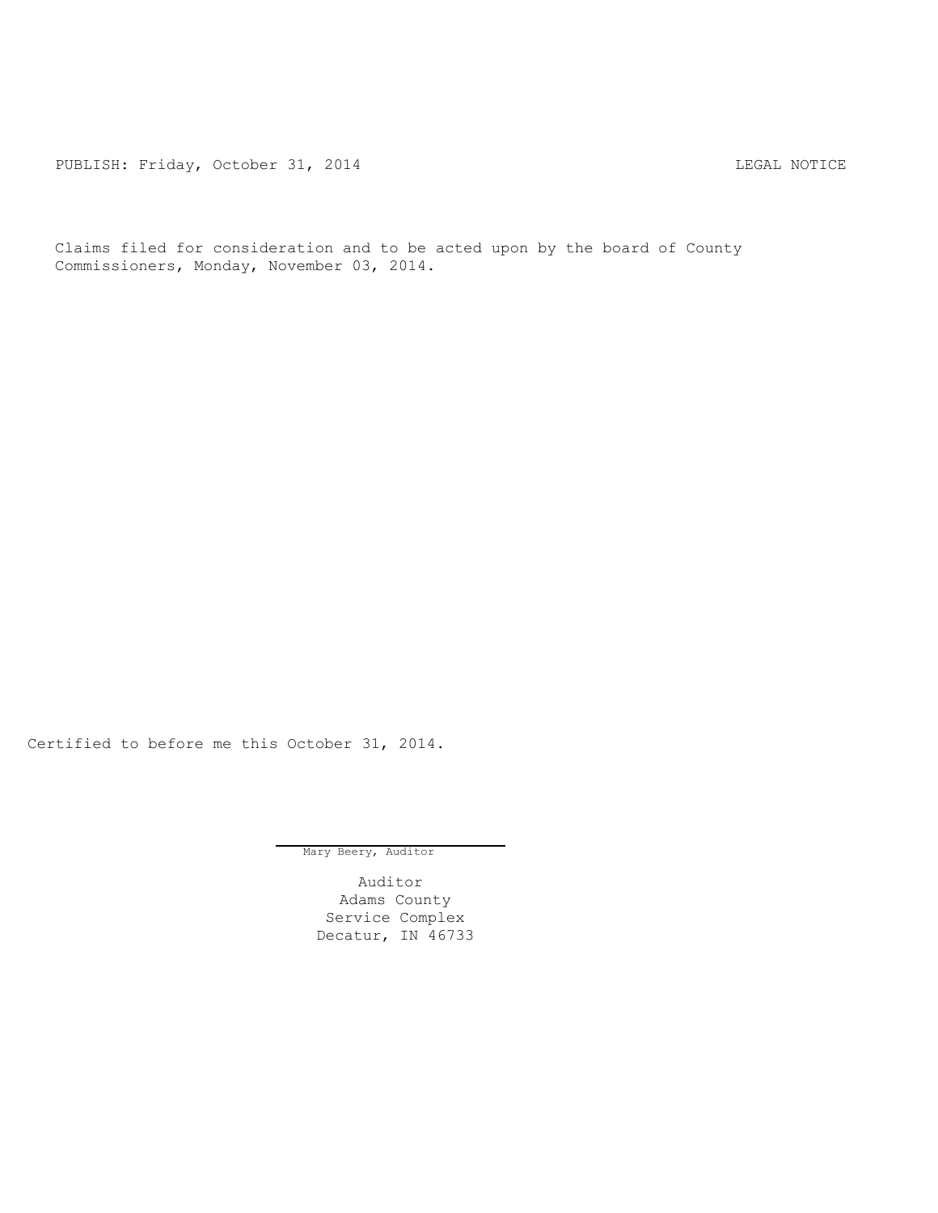PUBLISH: Friday, October 31, 2014 LEGAL NOTICE

Claims filed for consideration and to be acted upon by the board of County Commissioners, Monday, November 03, 2014.

Certified to before me this October 31, 2014.

Mary Beery, Auditor

Auditor
Adams County
Service Complex
Decatur, IN 46733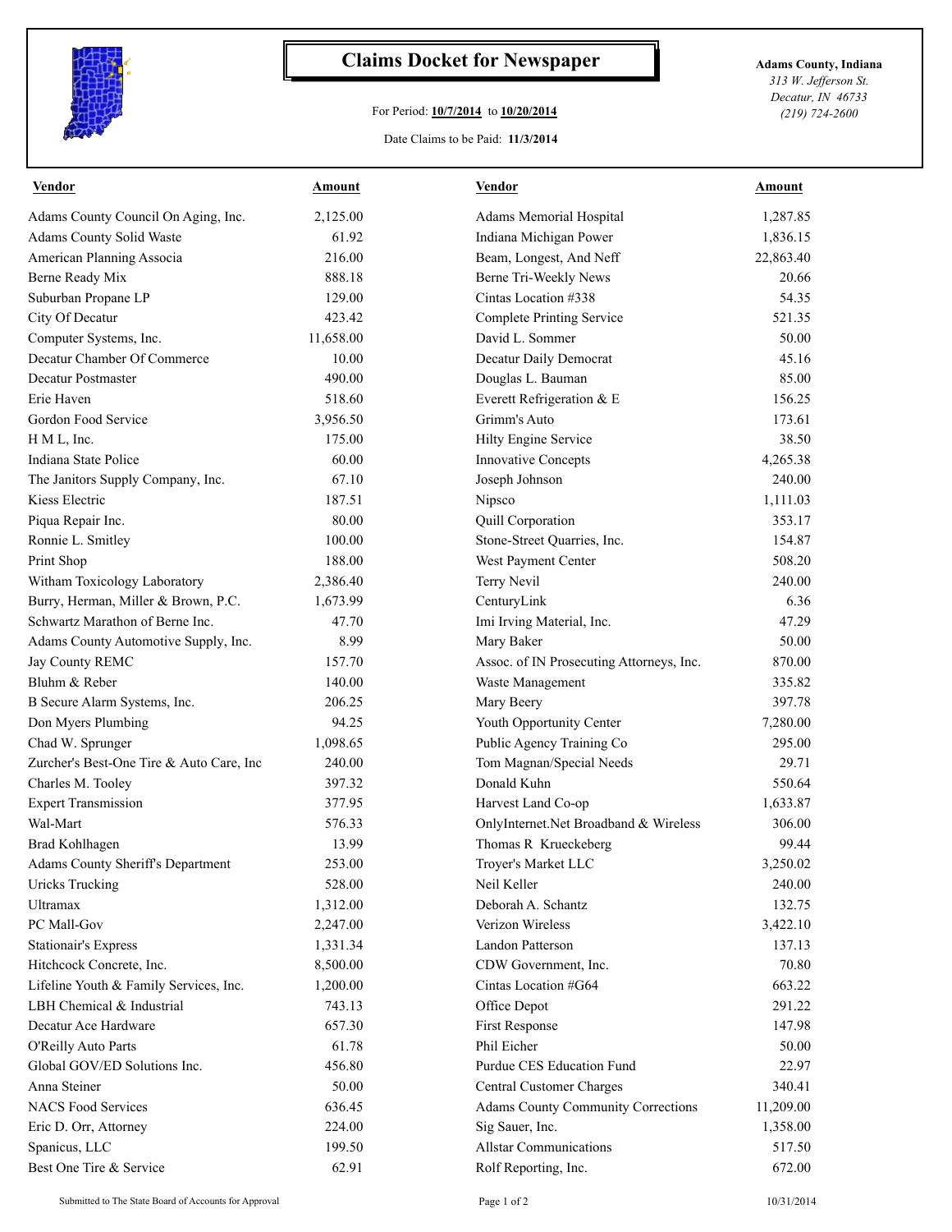# Claims Docket for Newspaper

For Period: **10/7/2014** to **10/20/2014**

Date Claims to be Paid: **11/3/2014**

**Adams County, Indiana**
*313 W. Jefferson St.*
*Decatur, IN 46733*
*(219) 724-2600*

| Vendor | Amount | Vendor | Amount |
|---|---|---|---|
| Adams County Council On Aging, Inc. | 2,125.00 | Adams Memorial Hospital | 1,287.85 |
| Adams County Solid Waste | 61.92 | Indiana Michigan Power | 1,836.15 |
| American Planning Associa | 216.00 | Beam, Longest, And Neff | 22,863.40 |
| Berne Ready Mix | 888.18 | Berne Tri-Weekly News | 20.66 |
| Suburban Propane LP | 129.00 | Cintas Location #338 | 54.35 |
| City Of Decatur | 423.42 | Complete Printing Service | 521.35 |
| Computer Systems, Inc. | 11,658.00 | David L. Sommer | 50.00 |
| Decatur Chamber Of Commerce | 10.00 | Decatur Daily Democrat | 45.16 |
| Decatur Postmaster | 490.00 | Douglas L. Bauman | 85.00 |
| Erie Haven | 518.60 | Everett Refrigeration & E | 156.25 |
| Gordon Food Service | 3,956.50 | Grimm's Auto | 173.61 |
| H M L, Inc. | 175.00 | Hilty Engine Service | 38.50 |
| Indiana State Police | 60.00 | Innovative Concepts | 4,265.38 |
| The Janitors Supply Company, Inc. | 67.10 | Joseph Johnson | 240.00 |
| Kiess Electric | 187.51 | Nipsco | 1,111.03 |
| Piqua Repair Inc. | 80.00 | Quill Corporation | 353.17 |
| Ronnie L. Smitley | 100.00 | Stone-Street Quarries, Inc. | 154.87 |
| Print Shop | 188.00 | West Payment Center | 508.20 |
| Witham Toxicology Laboratory | 2,386.40 | Terry Nevil | 240.00 |
| Burry, Herman, Miller & Brown, P.C. | 1,673.99 | CenturyLink | 6.36 |
| Schwartz Marathon of Berne Inc. | 47.70 | Imi Irving Material, Inc. | 47.29 |
| Adams County Automotive Supply, Inc. | 8.99 | Mary Baker | 50.00 |
| Jay County REMC | 157.70 | Assoc. of IN Prosecuting Attorneys, Inc. | 870.00 |
| Bluhm & Reber | 140.00 | Waste Management | 335.82 |
| B Secure Alarm Systems, Inc. | 206.25 | Mary Beery | 397.78 |
| Don Myers Plumbing | 94.25 | Youth Opportunity Center | 7,280.00 |
| Chad W. Sprunger | 1,098.65 | Public Agency Training Co | 295.00 |
| Zurcher's Best-One Tire & Auto Care, Inc | 240.00 | Tom Magnan/Special Needs | 29.71 |
| Charles M. Tooley | 397.32 | Donald Kuhn | 550.64 |
| Expert Transmission | 377.95 | Harvest Land Co-op | 1,633.87 |
| Wal-Mart | 576.33 | OnlyInternet.Net Broadband & Wireless | 306.00 |
| Brad Kohlhagen | 13.99 | Thomas R Krueckeberg | 99.44 |
| Adams County Sheriff's Department | 253.00 | Troyer's Market LLC | 3,250.02 |
| Uricks Trucking | 528.00 | Neil Keller | 240.00 |
| Ultramax | 1,312.00 | Deborah A. Schantz | 132.75 |
| PC Mall-Gov | 2,247.00 | Verizon Wireless | 3,422.10 |
| Stationair's Express | 1,331.34 | Landon Patterson | 137.13 |
| Hitchcock Concrete, Inc. | 8,500.00 | CDW Government, Inc. | 70.80 |
| Lifeline Youth & Family Services, Inc. | 1,200.00 | Cintas Location #G64 | 663.22 |
| LBH Chemical & Industrial | 743.13 | Office Depot | 291.22 |
| Decatur Ace Hardware | 657.30 | First Response | 147.98 |
| O'Reilly Auto Parts | 61.78 | Phil Eicher | 50.00 |
| Global GOV/ED Solutions Inc. | 456.80 | Purdue CES Education Fund | 22.97 |
| Anna Steiner | 50.00 | Central Customer Charges | 340.41 |
| NACS Food Services | 636.45 | Adams County Community Corrections | 11,209.00 |
| Eric D. Orr, Attorney | 224.00 | Sig Sauer, Inc. | 1,358.00 |
| Spanicus, LLC | 199.50 | Allstar Communications | 517.50 |
| Best One Tire & Service | 62.91 | Rolf Reporting, Inc. | 672.00 |

Submitted to The State Board of Accounts for Approval — 10/31/2014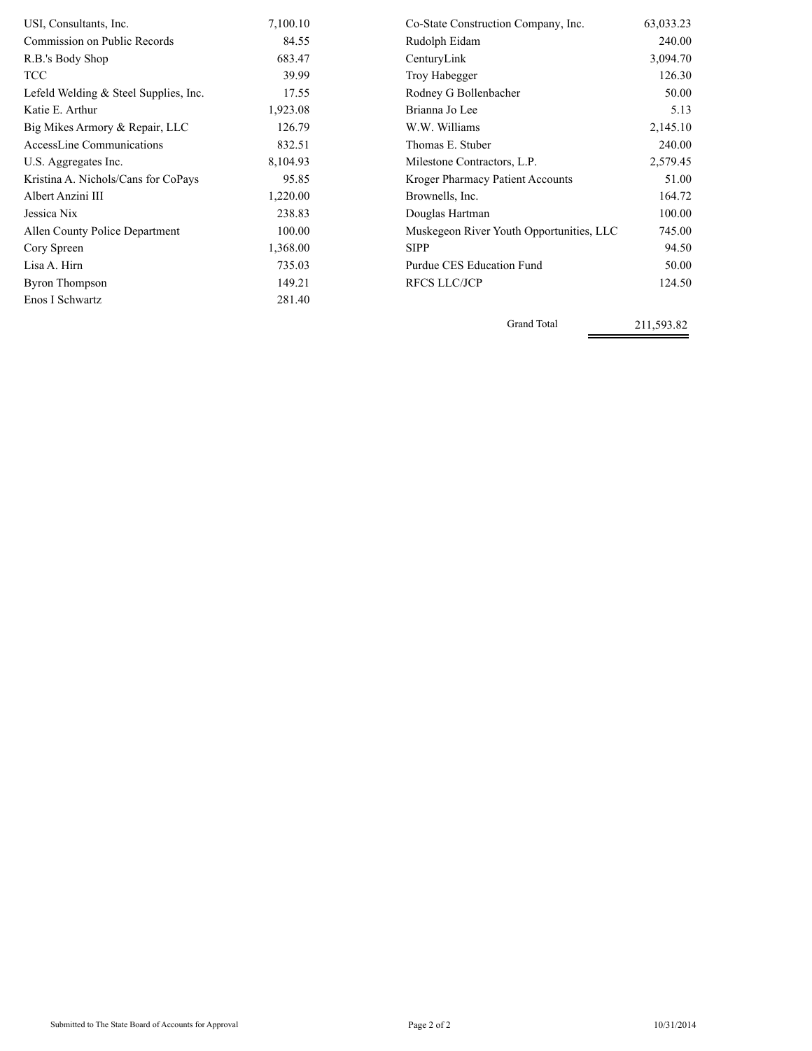| | |
|---|---|
| USI, Consultants, Inc. | 7,100.10 |
| Commission on Public Records | 84.55 |
| R.B.'s Body Shop | 683.47 |
| TCC | 39.99 |
| Lefeld Welding & Steel Supplies, Inc. | 17.55 |
| Katie E. Arthur | 1,923.08 |
| Big Mikes Armory & Repair, LLC | 126.79 |
| AccessLine Communications | 832.51 |
| U.S. Aggregates Inc. | 8,104.93 |
| Kristina A. Nichols/Cans for CoPays | 95.85 |
| Albert Anzini III | 1,220.00 |
| Jessica Nix | 238.83 |
| Allen County Police Department | 100.00 |
| Cory Spreen | 1,368.00 |
| Lisa A. Hirn | 735.03 |
| Byron Thompson | 149.21 |
| Enos I Schwartz | 281.40 |
| Co-State Construction Company, Inc. | 63,033.23 |
| Rudolph Eidam | 240.00 |
| CenturyLink | 3,094.70 |
| Troy Habegger | 126.30 |
| Rodney G Bollenbacher | 50.00 |
| Brianna Jo Lee | 5.13 |
| W.W. Williams | 2,145.10 |
| Thomas E. Stuber | 240.00 |
| Milestone Contractors, L.P. | 2,579.45 |
| Kroger Pharmacy Patient Accounts | 51.00 |
| Brownells, Inc. | 164.72 |
| Douglas Hartman | 100.00 |
| Muskegeon River Youth Opportunities, LLC | 745.00 |
| SIPP | 94.50 |
| Purdue CES Education Fund | 50.00 |
| RFCS LLC/JCP | 124.50 |
| Grand Total | 211,593.82 |

Submitted to The State Board of Accounts for Approval

10/31/2014